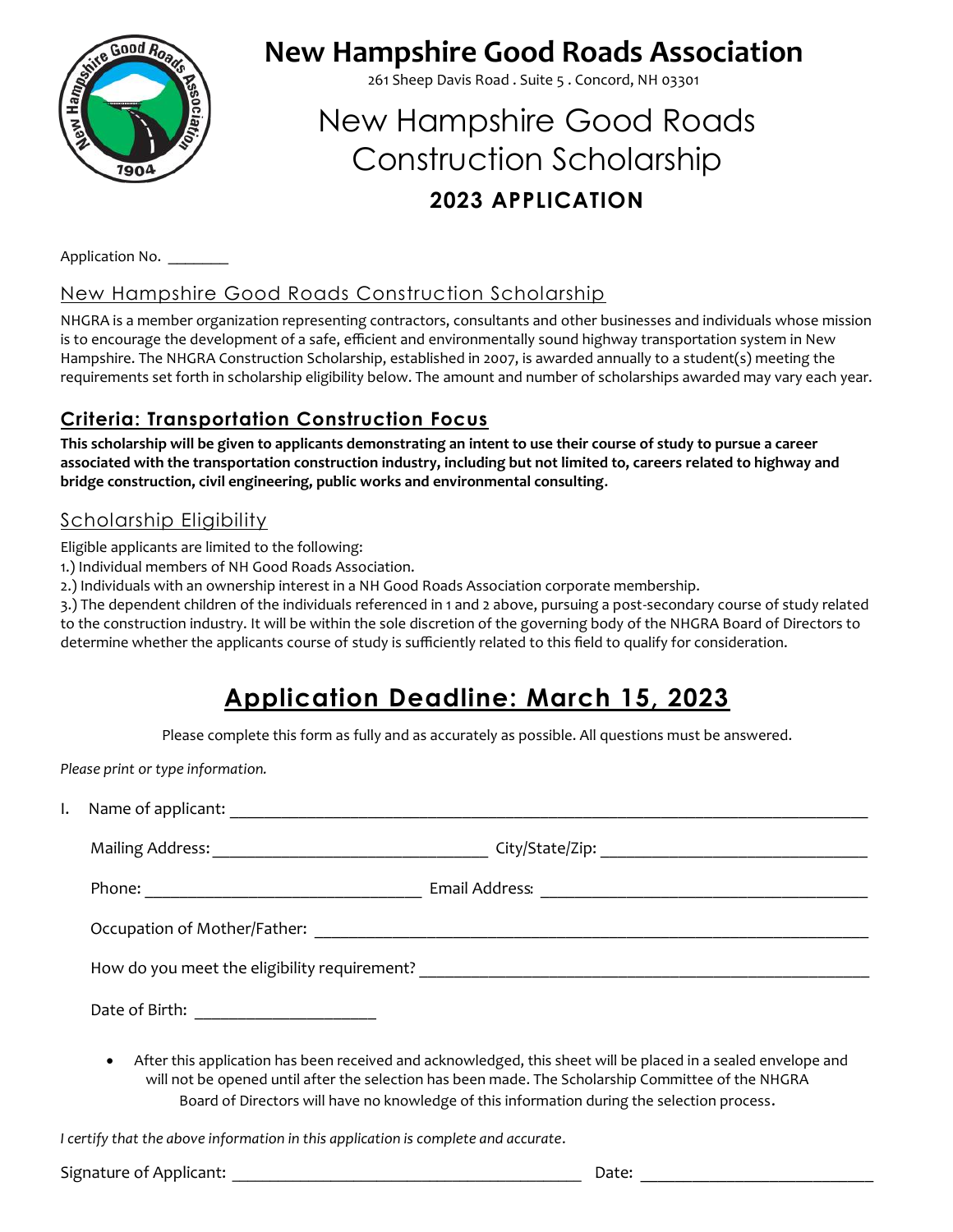# New Hampshire Good Roads Association

261 Sheep Davis Road . Suite 5 . Concord, NH 03301

# New Hampshire Good Roads Construction Scholarship

## 2023 APPLICATION

Application No. ________

## New Hampshire Good Roads Construction Scholarship

NHGRA is a member organization representing contractors, consultants and other businesses and individuals whose mission is to encourage the development of a safe, efficient and environmentally sound highway transportation system in New Hampshire. The NHGRA Construction Scholarship, established in 2007, is awarded annually to a student(s) meeting the requirements set forth in scholarship eligibility below. The amount and number of scholarships awarded may vary each year.

## Criteria: Transportation Construction Focus

**This scholarship will be given to applicants demonstrating an intent to use their course of study to pursue a career associated with the transportation construction industry, including but not limited to, careers related to highway and bridge construction, civil engineering, public works and environmental consulting.**

## Scholarship Eligibility

Eligible applicants are limited to the following:

1.) Individual members of NH Good Roads Association.

2.) Individuals with an ownership interest in a NH Good Roads Association corporate membership.

3.) The dependent children of the individuals referenced in 1 and 2 above, pursuing a post-secondary course of study related to the construction industry. It will be within the sole discretion of the governing body of the NHGRA Board of Directors to determine whether the applicants course of study is sufficiently related to this field to qualify for consideration.

## Application Deadline: March 15, 2023

Please complete this form as fully and as accurately as possible. All questions must be answered.

*Please print or type information.*

I. Name of applicant: ______________________________________________

Mailing Address: ______________________________ City/State/Zip: ______________________________

Phone: ______________________________ Email Address: ______________________________

Occupation of Mother/Father: ______________________________________________

How do you meet the eligibility requirement? ______________________________________________

Date of Birth: ____________________

- After this application has been received and acknowledged, this sheet will be placed in a sealed envelope and will not be opened until after the selection has been made. The Scholarship Committee of the NHGRA Board of Directors will have no knowledge of this information during the selection process.

*I certify that the above information in this application is complete and accurate.*

Signature of Applicant: ______________________________________ Date: ________________________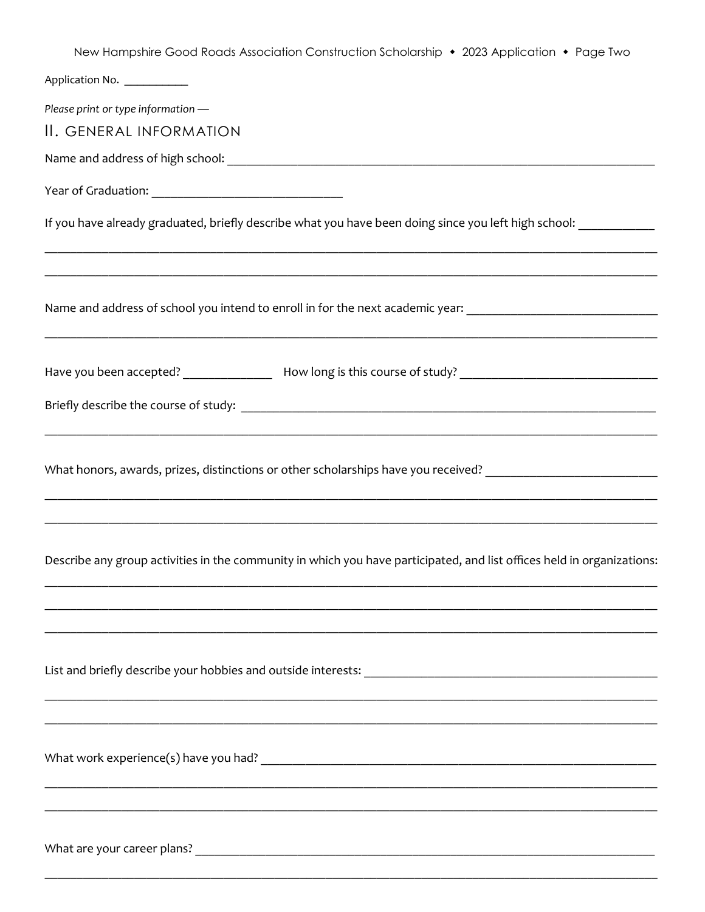Application No. ___________

*Please print or type information —*

## II. GENERAL INFORMATION

Name and address of high school: ___________________________________________________________________

Year of Graduation: ______________________________

If you have already graduated, briefly describe what you have been doing since you left high school: ___________

_____________________________________________________________________________________________

_____________________________________________________________________________________________

Name and address of school you intend to enroll in for the next academic year: _____________________________

_____________________________________________________________________________________________

Have you been accepted? ______________ How long is this course of study? ______________________________

Briefly describe the course of study: _________________________________________________________________

_____________________________________________________________________________________________

What honors, awards, prizes, distinctions or other scholarships have you received? __________________________

_____________________________________________________________________________________________

_____________________________________________________________________________________________

Describe any group activities in the community in which you have participated, and list offices held in organizations:

_____________________________________________________________________________________________

_____________________________________________________________________________________________

_____________________________________________________________________________________________

List and briefly describe your hobbies and outside interests: _____________________________________________

_____________________________________________________________________________________________

_____________________________________________________________________________________________

What work experience(s) have you had? ______________________________________________________________

_____________________________________________________________________________________________

_____________________________________________________________________________________________

What are your career plans? _________________________________________________________________________

_____________________________________________________________________________________________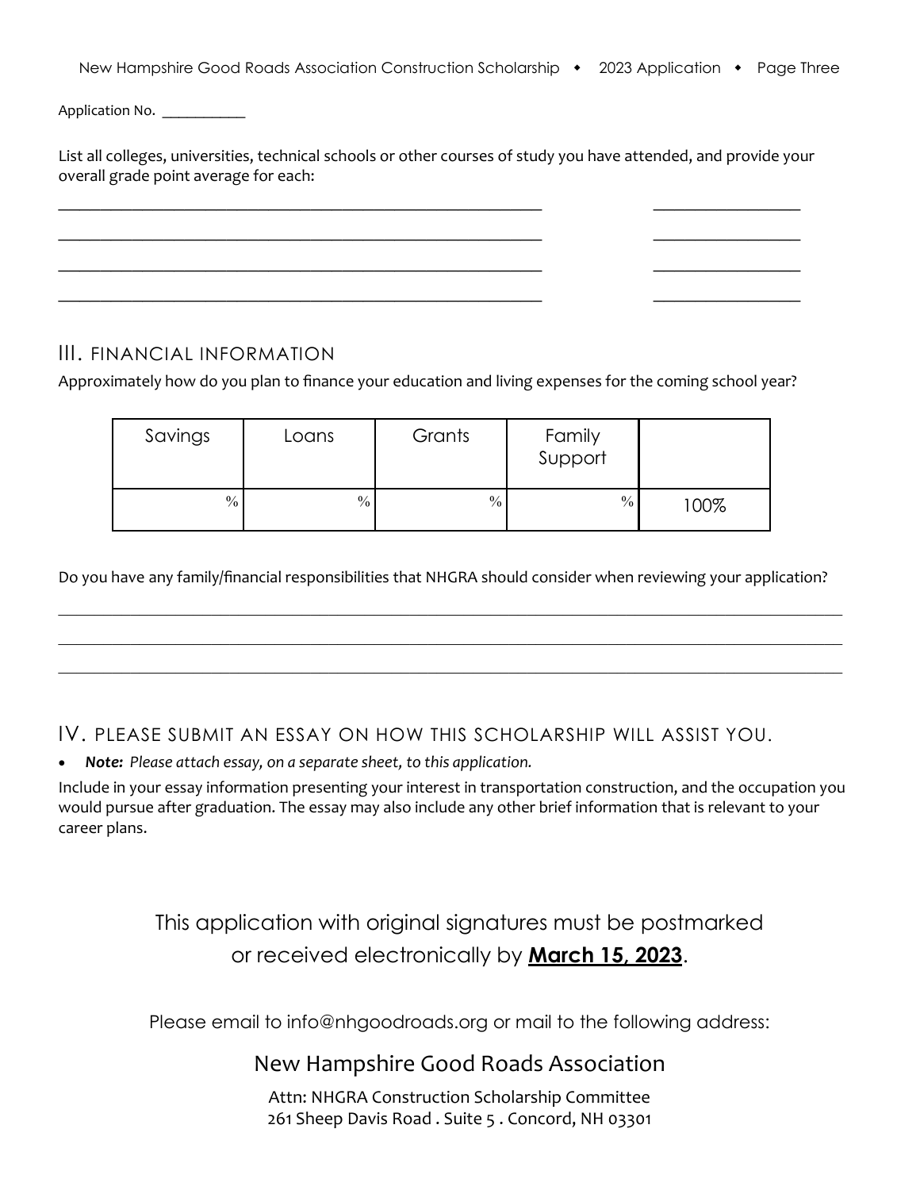Application No. ___________

List all colleges, universities, technical schools or other courses of study you have attended, and provide your overall grade point average for each:

_______________________________________________________________ __________________

_______________________________________________________________ __________________

_______________________________________________________________ __________________

_______________________________________________________________ __________________

## III. FINANCIAL INFORMATION

Approximately how do you plan to finance your education and living expenses for the coming school year?

| Savings | Loans | Grants | Family Support | |
|---|---|---|---|---|
| % | % | % | % | 100% |

Do you have any family/financial responsibilities that NHGRA should consider when reviewing your application?

______________________________________________________________________________________________________

______________________________________________________________________________________________________

______________________________________________________________________________________________________

## IV. PLEASE SUBMIT AN ESSAY ON HOW THIS SCHOLARSHIP WILL ASSIST YOU.

- ***Note:*** *Please attach essay, on a separate sheet, to this application.*

Include in your essay information presenting your interest in transportation construction, and the occupation you would pursue after graduation. The essay may also include any other brief information that is relevant to your career plans.

This application with original signatures must be postmarked or received electronically by **March 15, 2023**.

Please email to info@nhgoodroads.org or mail to the following address:

New Hampshire Good Roads Association

Attn: NHGRA Construction Scholarship Committee
261 Sheep Davis Road . Suite 5 . Concord, NH 03301